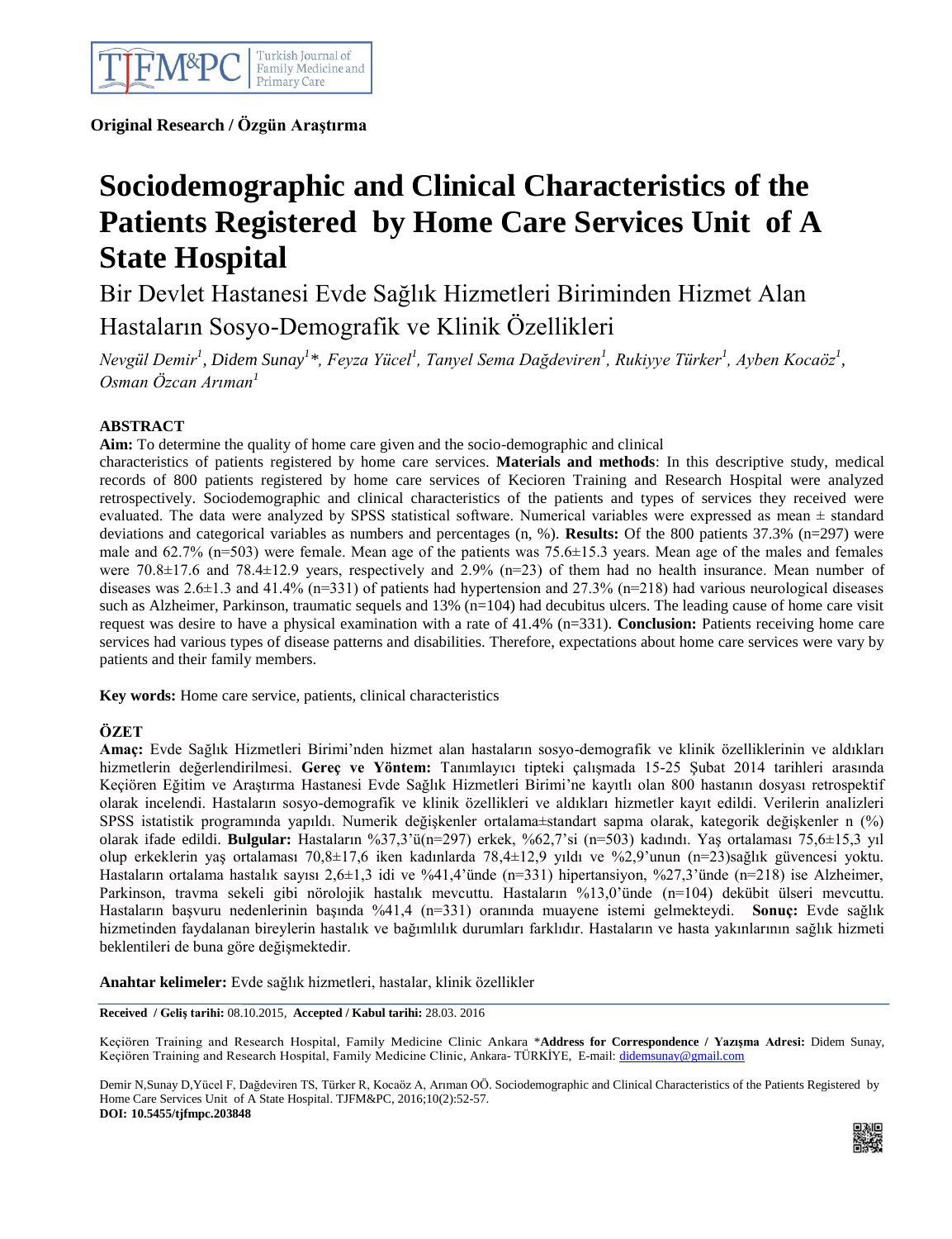**Original Research / Özgün Araştırma**

# Sociodemographic and Clinical Characteristics of the Patients Registered by Home Care Services Unit of A State Hospital

## Bir Devlet Hastanesi Evde Sağlık Hizmetleri Biriminden Hizmet Alan Hastaların Sosyo-Demografik ve Klinik Özellikleri

*Nevgül Demir[1], Didem Sunay[1]*, Feyza Yücel[1], Tanyel Sema Dağdeviren[1], Rukiyye Türker[1], Ayben Kocaöz[1], Osman Özcan Arıman[1]*

### ABSTRACT

**Aim:** To determine the quality of home care given and the socio-demographic and clinical characteristics of patients registered by home care services. **Materials and methods**: In this descriptive study, medical records of 800 patients registered by home care services of Kecioren Training and Research Hospital were analyzed retrospectively. Sociodemographic and clinical characteristics of the patients and types of services they received were evaluated. The data were analyzed by SPSS statistical software. Numerical variables were expressed as mean ± standard deviations and categorical variables as numbers and percentages (n, %). **Results:** Of the 800 patients 37.3% (n=297) were male and 62.7% (n=503) were female. Mean age of the patients was 75.6±15.3 years. Mean age of the males and females were 70.8±17.6 and 78.4±12.9 years, respectively and 2.9% (n=23) of them had no health insurance. Mean number of diseases was 2.6±1.3 and 41.4% (n=331) of patients had hypertension and 27.3% (n=218) had various neurological diseases such as Alzheimer, Parkinson, traumatic sequels and 13% (n=104) had decubitus ulcers. The leading cause of home care visit request was desire to have a physical examination with a rate of 41.4% (n=331). **Conclusion:** Patients receiving home care services had various types of disease patterns and disabilities. Therefore, expectations about home care services were vary by patients and their family members.

**Key words:** Home care service, patients, clinical characteristics

### ÖZET

**Amaç:** Evde Sağlık Hizmetleri Birimi'nden hizmet alan hastaların sosyo-demografik ve klinik özelliklerinin ve aldıkları hizmetlerin değerlendirilmesi. **Gereç ve Yöntem:** Tanımlayıcı tipteki çalışmada 15-25 Şubat 2014 tarihleri arasında Keçiören Eğitim ve Araştırma Hastanesi Evde Sağlık Hizmetleri Birimi'ne kayıtlı olan 800 hastanın dosyası retrospektif olarak incelendi. Hastaların sosyo-demografik ve klinik özellikleri ve aldıkları hizmetler kayıt edildi. Verilerin analizleri SPSS istatistik programında yapıldı. Numerik değişkenler ortalama±standart sapma olarak, kategorik değişkenler n (%) olarak ifade edildi. **Bulgular:** Hastaların %37,3'ü(n=297) erkek, %62,7'si (n=503) kadındı. Yaş ortalaması 75,6±15,3 yıl olup erkeklerin yaş ortalaması 70,8±17,6 iken kadınlarda 78,4±12,9 yıldı ve %2,9'unun (n=23)sağlık güvencesi yoktu. Hastaların ortalama hastalık sayısı 2,6±1,3 idi ve %41,4'ünde (n=331) hipertansiyon, %27,3'ünde (n=218) ise Alzheimer, Parkinson, travma sekeli gibi nörolojik hastalık mevcuttu. Hastaların %13,0'ünde (n=104) deköbit ülseri mevcuttu. Hastaların başvuru nedenlerinin başında %41,4 (n=331) oranında muayene istemi gelmekteydi. **Sonuç:** Evde sağlık hizmetinden faydalanan bireylerin hastalık ve bağımlılık durumları farklıdır. Hastaların ve hasta yakınlarının sağlık hizmeti beklentileri de buna göre değişmektedir.

**Anahtar kelimeler:** Evde sağlık hizmetleri, hastalar, klinik özellikler

**Received / Geliş tarihi:** 08.10.2015, **Accepted / Kabul tarihi:** 28.03. 2016

Keçiören Training and Research Hospital, Family Medicine Clinic Ankara *__Address for Correspondence / Yazışma Adresi:__ Didem Sunay, Keçiören Training and Research Hospital, Family Medicine Clinic, Ankara- TÜRKİYE, E-mail: didemsunay@gmail.com

Demir N,Sunay D,Yücel F, Dağdeviren TS, Türker R, Kocaöz A, Arıman OÖ. Sociodemographic and Clinical Characteristics of the Patients Registered by Home Care Services Unit of A State Hospital. TJFM&PC, 2016;10(2):52-57.
**DOI: 10.5455/tjfmpc.203848**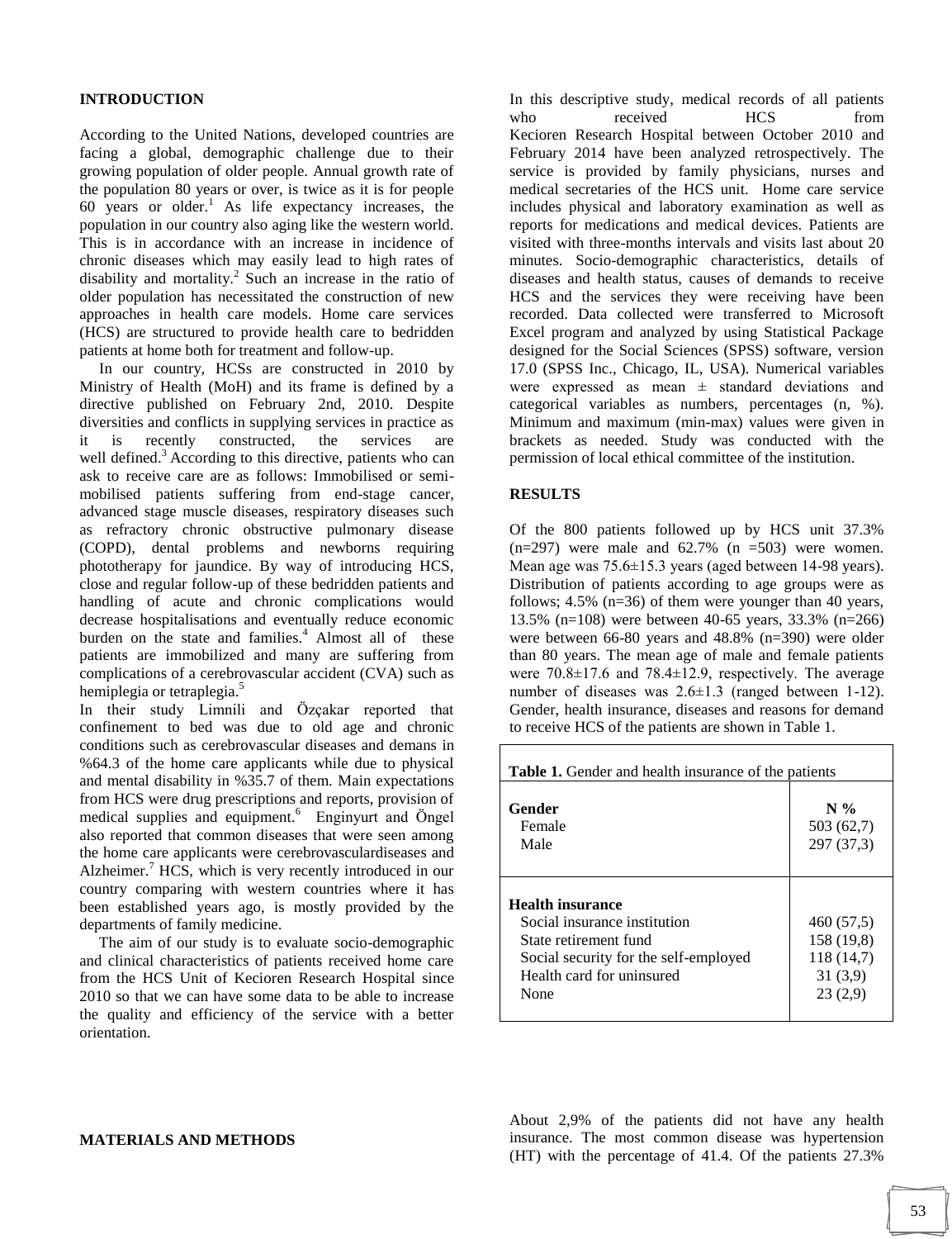## INTRODUCTION

According to the United Nations, developed countries are facing a global, demographic challenge due to their growing population of older people. Annual growth rate of the population 80 years or over, is twice as it is for people 60 years or older.[1] As life expectancy increases, the population in our country also aging like the western world. This is in accordance with an increase in incidence of chronic diseases which may easily lead to high rates of disability and mortality.[2] Such an increase in the ratio of older population has necessitated the construction of new approaches in health care models. Home care services (HCS) are structured to provide health care to bedridden patients at home both for treatment and follow-up.

In our country, HCSs are constructed in 2010 by Ministry of Health (MoH) and its frame is defined by a directive published on February 2nd, 2010. Despite diversities and conflicts in supplying services in practice as it is recently constructed, the services are well defined.[3] According to this directive, patients who can ask to receive care are as follows: Immobilised or semi-mobilised patients suffering from end-stage cancer, advanced stage muscle diseases, respiratory diseases such as refractory chronic obstructive pulmonary disease (COPD), dental problems and newborns requiring phototherapy for jaundice. By way of introducing HCS, close and regular follow-up of these bedridden patients and handling of acute and chronic complications would decrease hospitalisations and eventually reduce economic burden on the state and families.[4] Almost all of these patients are immobilized and many are suffering from complications of a cerebrovascular accident (CVA) such as hemiplegia or tetraplegia.[5]

In their study Limnili and Özçakar reported that confinement to bed was due to old age and chronic conditions such as cerebrovascular diseases and demans in %64.3 of the home care applicants while due to physical and mental disability in %35.7 of them. Main expectations from HCS were drug prescriptions and reports, provision of medical supplies and equipment.[6] Enginyurt and Öngel also reported that common diseases that were seen among the home care applicants were cerebrovasculardiseases and Alzheimer.[7] HCS, which is very recently introduced in our country comparing with western countries where it has been established years ago, is mostly provided by the departments of family medicine.

The aim of our study is to evaluate socio-demographic and clinical characteristics of patients received home care from the HCS Unit of Kecioren Research Hospital since 2010 so that we can have some data to be able to increase the quality and efficiency of the service with a better orientation.

## MATERIALS AND METHODS

In this descriptive study, medical records of all patients who received HCS from Kecioren Research Hospital between October 2010 and February 2014 have been analyzed retrospectively. The service is provided by family physicians, nurses and medical secretaries of the HCS unit. Home care service includes physical and laboratory examination as well as reports for medications and medical devices. Patients are visited with three-months intervals and visits last about 20 minutes. Socio-demographic characteristics, details of diseases and health status, causes of demands to receive HCS and the services they were receiving have been recorded. Data collected were transferred to Microsoft Excel program and analyzed by using Statistical Package designed for the Social Sciences (SPSS) software, version 17.0 (SPSS Inc., Chicago, IL, USA). Numerical variables were expressed as mean ± standard deviations and categorical variables as numbers, percentages (n, %). Minimum and maximum (min-max) values were given in brackets as needed. Study was conducted with the permission of local ethical committee of the institution.

## RESULTS

Of the 800 patients followed up by HCS unit 37.3% (n=297) were male and 62.7% (n =503) were women. Mean age was 75.6±15.3 years (aged between 14-98 years). Distribution of patients according to age groups were as follows; 4.5% (n=36) of them were younger than 40 years, 13.5% (n=108) were between 40-65 years, 33.3% (n=266) were between 66-80 years and 48.8% (n=390) were older than 80 years. The mean age of male and female patients were 70.8±17.6 and 78.4±12.9, respectively. The average number of diseases was 2.6±1.3 (ranged between 1-12). Gender, health insurance, diseases and reasons for demand to receive HCS of the patients are shown in Table 1.

**Table 1.** Gender and health insurance of the patients

| **Gender** | **N %** |
|---|---|
| Female | 503 (62,7) |
| Male | 297 (37,3) |
| **Health insurance** | |
| Social insurance institution | 460 (57,5) |
| State retirement fund | 158 (19,8) |
| Social security for the self-employed | 118 (14,7) |
| Health card for uninsured | 31 (3,9) |
| None | 23 (2,9) |

About 2,9% of the patients did not have any health insurance. The most common disease was hypertension (HT) with the percentage of 41.4. Of the patients 27.3%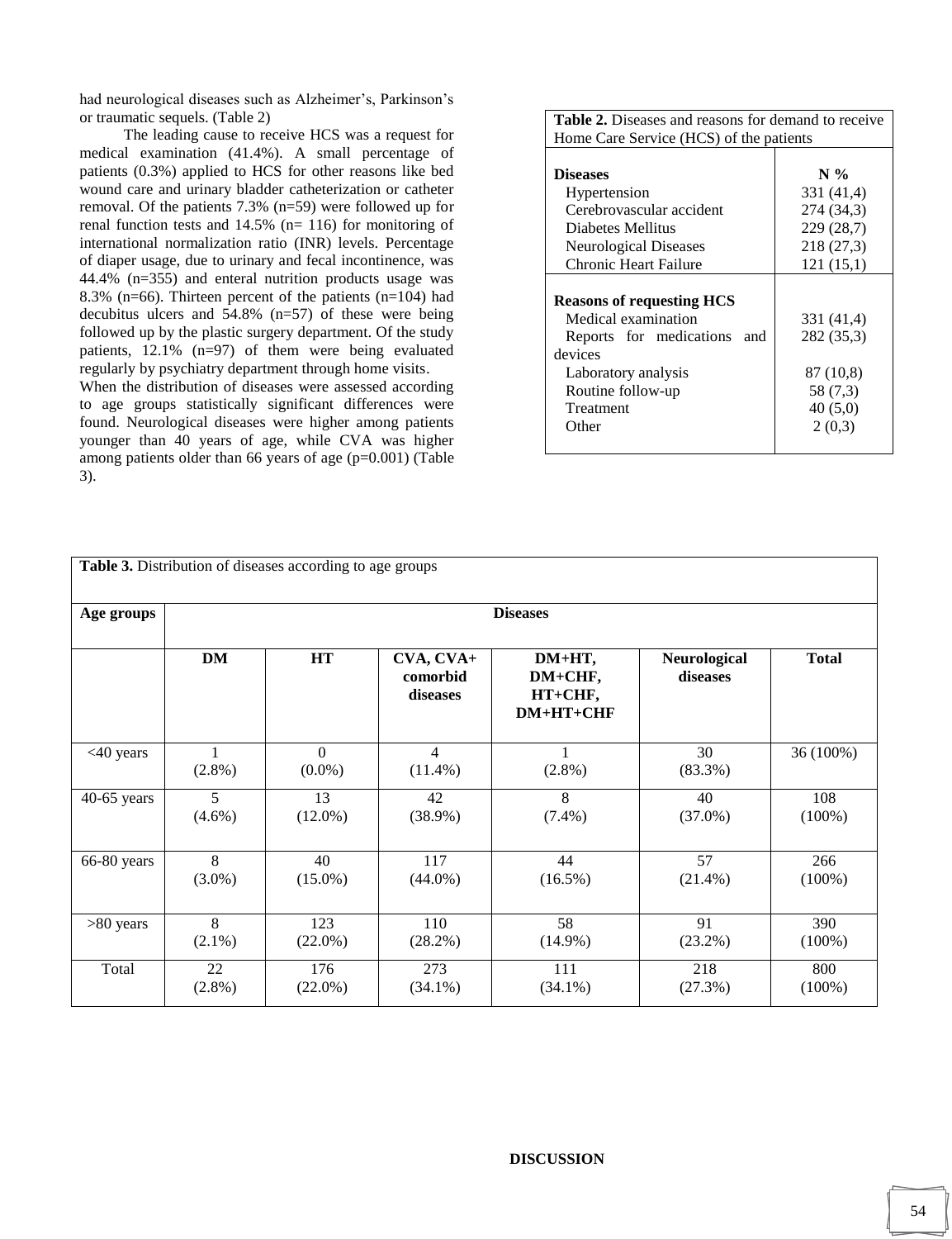had neurological diseases such as Alzheimer's, Parkinson's or traumatic sequels. (Table 2)

The leading cause to receive HCS was a request for medical examination (41.4%). A small percentage of patients (0.3%) applied to HCS for other reasons like bed wound care and urinary bladder catheterization or catheter removal. Of the patients 7.3% (n=59) were followed up for renal function tests and 14.5% (n= 116) for monitoring of international normalization ratio (INR) levels. Percentage of diaper usage, due to urinary and fecal incontinence, was 44.4% (n=355) and enteral nutrition products usage was 8.3% (n=66). Thirteen percent of the patients (n=104) had decubitus ulcers and 54.8% (n=57) of these were being followed up by the plastic surgery department. Of the study patients, 12.1% (n=97) of them were being evaluated regularly by psychiatry department through home visits.

When the distribution of diseases were assessed according to age groups statistically significant differences were found. Neurological diseases were higher among patients younger than 40 years of age, while CVA was higher among patients older than 66 years of age (p=0.001) (Table 3).

**Table 2.** Diseases and reasons for demand to receive Home Care Service (HCS) of the patients

| **Diseases** | **N %** |
|---|---|
| Hypertension | 331 (41,4) |
| Cerebrovascular accident | 274 (34,3) |
| Diabetes Mellitus | 229 (28,7) |
| Neurological Diseases | 218 (27,3) |
| Chronic Heart Failure | 121 (15,1) |
| **Reasons of requesting HCS** | |
| Medical examination | 331 (41,4) |
| Reports for medications and devices | 282 (35,3) |
| Laboratory analysis | 87 (10,8) |
| Routine follow-up | 58 (7,3) |
| Treatment | 40 (5,0) |
| Other | 2 (0,3) |

**Table 3.** Distribution of diseases according to age groups

| **Age groups** | **Diseases** | | | | | |
|---|---|---|---|---|---|---|
| | **DM** | **HT** | **CVA, CVA+ comorbid diseases** | **DM+HT, DM+CHF, HT+CHF, DM+HT+CHF** | **Neurological diseases** | **Total** |
| <40 years | 1 (2.8%) | 0 (0.0%) | 4 (11.4%) | 1 (2.8%) | 30 (83.3%) | 36 (100%) |
| 40-65 years | 5 (4.6%) | 13 (12.0%) | 42 (38.9%) | 8 (7.4%) | 40 (37.0%) | 108 (100%) |
| 66-80 years | 8 (3.0%) | 40 (15.0%) | 117 (44.0%) | 44 (16.5%) | 57 (21.4%) | 266 (100%) |
| >80 years | 8 (2.1%) | 123 (22.0%) | 110 (28.2%) | 58 (14.9%) | 91 (23.2%) | 390 (100%) |
| Total | 22 (2.8%) | 176 (22.0%) | 273 (34.1%) | 111 (34.1%) | 218 (27.3%) | 800 (100%) |

## DISCUSSION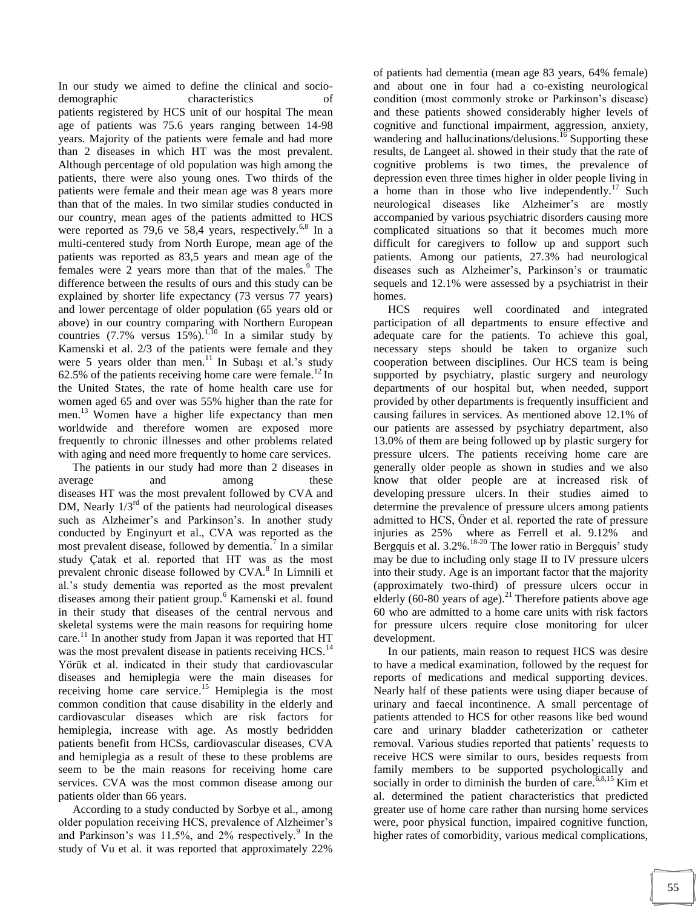In our study we aimed to define the clinical and socio-demographic characteristics of patients registered by HCS unit of our hospital The mean age of patients was 75.6 years ranging between 14-98 years. Majority of the patients were female and had more than 2 diseases in which HT was the most prevalent. Although percentage of old population was high among the patients, there were also young ones. Two thirds of the patients were female and their mean age was 8 years more than that of the males. In two similar studies conducted in our country, mean ages of the patients admitted to HCS were reported as 79,6 ve 58,4 years, respectively.[6,8] In a multi-centered study from North Europe, mean age of the patients was reported as 83,5 years and mean age of the females were 2 years more than that of the males.[9] The difference between the results of ours and this study can be explained by shorter life expectancy (73 versus 77 years) and lower percentage of older population (65 years old or above) in our country comparing with Northern European countries (7.7% versus 15%).[1,10] In a similar study by Kamenski et al. 2/3 of the patients were female and they were 5 years older than men.[11] In Subaşı et al.'s study 62.5% of the patients receiving home care were female.[12] In the United States, the rate of home health care use for women aged 65 and over was 55% higher than the rate for men.[13] Women have a higher life expectancy than men worldwide and therefore women are exposed more frequently to chronic illnesses and other problems related with aging and need more frequently to home care services.

The patients in our study had more than 2 diseases in average and among these diseases HT was the most prevalent followed by CVA and DM, Nearly 1/3rd of the patients had neurological diseases such as Alzheimer's and Parkinson's. In another study conducted by Enginyurt et al., CVA was reported as the most prevalent disease, followed by dementia.[7] In a similar study Çatak et al. reported that HT was as the most prevalent chronic disease followed by CVA.[8] In Limnili et al.'s study dementia was reported as the most prevalent diseases among their patient group.[6] Kamenski et al. found in their study that diseases of the central nervous and skeletal systems were the main reasons for requiring home care.[11] In another study from Japan it was reported that HT was the most prevalent disease in patients receiving HCS.[14] Yörük et al. indicated in their study that cardiovascular diseases and hemiplegia were the main diseases for receiving home care service.[15] Hemiplegia is the most common condition that cause disability in the elderly and cardiovascular diseases which are risk factors for hemiplegia, increase with age. As mostly bedridden patients benefit from HCSs, cardiovascular diseases, CVA and hemiplegia as a result of these to these problems are seem to be the main reasons for receiving home care services. CVA was the most common disease among our patients older than 66 years.

According to a study conducted by Sorbye et al., among older population receiving HCS, prevalence of Alzheimer's and Parkinson's was 11.5%, and 2% respectively.[9] In the study of Vu et al. it was reported that approximately 22% of patients had dementia (mean age 83 years, 64% female) and about one in four had a co-existing neurological condition (most commonly stroke or Parkinson's disease) and these patients showed considerably higher levels of cognitive and functional impairment, aggression, anxiety, wandering and hallucinations/delusions.[16] Supporting these results, de Langeet al. showed in their study that the rate of cognitive problems is two times, the prevalence of depression even three times higher in older people living in a home than in those who live independently.[17] Such neurological diseases like Alzheimer's are mostly accompanied by various psychiatric disorders causing more complicated situations so that it becomes much more difficult for caregivers to follow up and support such patients. Among our patients, 27.3% had neurological diseases such as Alzheimer's, Parkinson's or traumatic sequels and 12.1% were assessed by a psychiatrist in their homes.

HCS requires well coordinated and integrated participation of all departments to ensure effective and adequate care for the patients. To achieve this goal, necessary steps should be taken to organize such cooperation between disciplines. Our HCS team is being supported by psychiatry, plastic surgery and neurology departments of our hospital but, when needed, support provided by other departments is frequently insufficient and causing failures in services. As mentioned above 12.1% of our patients are assessed by psychiatry department, also 13.0% of them are being followed up by plastic surgery for pressure ulcers. The patients receiving home care are generally older people as shown in studies and we also know that older people are at increased risk of developing pressure ulcers. In their studies aimed to determine the prevalence of pressure ulcers among patients admitted to HCS, Önder et al. reported the rate of pressure injuries as 25% where as Ferrell et al. 9.12% and Bergquis et al. 3.2%.[18-20] The lower ratio in Bergquis' study may be due to including only stage II to IV pressure ulcers into their study. Age is an important factor that the majority (approximately two-third) of pressure ulcers occur in elderly (60-80 years of age).[21] Therefore patients above age 60 who are admitted to a home care units with risk factors for pressure ulcers require close monitoring for ulcer development.

In our patients, main reason to request HCS was desire to have a medical examination, followed by the request for reports of medications and medical supporting devices. Nearly half of these patients were using diaper because of urinary and faecal incontinence. A small percentage of patients attended to HCS for other reasons like bed wound care and urinary bladder catheterization or catheter removal. Various studies reported that patients' requests to receive HCS were similar to ours, besides requests from family members to be supported psychologically and socially in order to diminish the burden of care.[6,8,15] Kim et al. determined the patient characteristics that predicted greater use of home care rather than nursing home services were, poor physical function, impaired cognitive function, higher rates of comorbidity, various medical complications,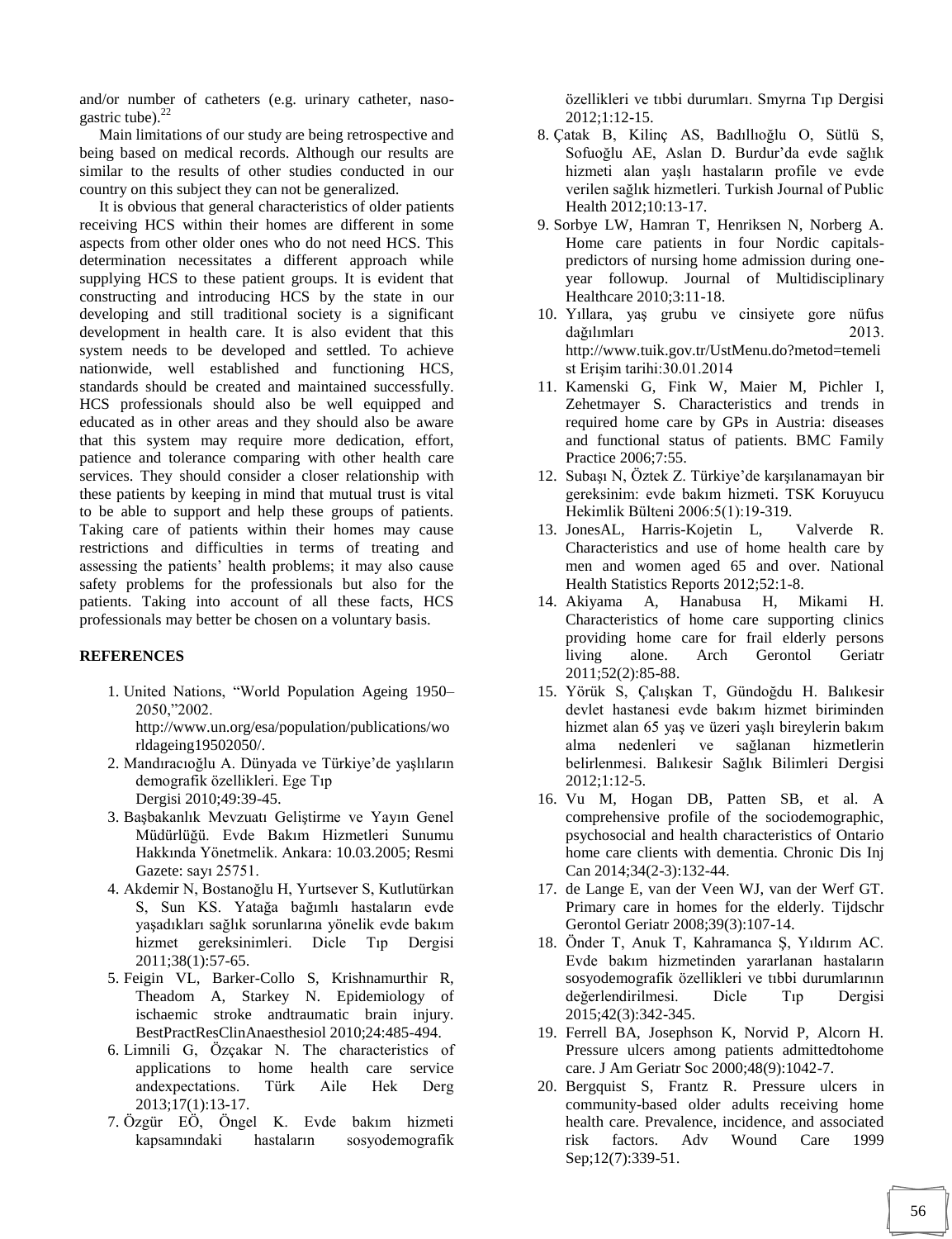and/or number of catheters (e.g. urinary catheter, naso-gastric tube).[22]

Main limitations of our study are being retrospective and being based on medical records. Although our results are similar to the results of other studies conducted in our country on this subject they can not be generalized.

It is obvious that general characteristics of older patients receiving HCS within their homes are different in some aspects from other older ones who do not need HCS. This determination necessitates a different approach while supplying HCS to these patient groups. It is evident that constructing and introducing HCS by the state in our developing and still traditional society is a significant development in health care. It is also evident that this system needs to be developed and settled. To achieve nationwide, well established and functioning HCS, standards should be created and maintained successfully. HCS professionals should also be well equipped and educated as in other areas and they should also be aware that this system may require more dedication, effort, patience and tolerance comparing with other health care services. They should consider a closer relationship with these patients by keeping in mind that mutual trust is vital to be able to support and help these groups of patients. Taking care of patients within their homes may cause restrictions and difficulties in terms of treating and assessing the patients' health problems; it may also cause safety problems for the professionals but also for the patients. Taking into account of all these facts, HCS professionals may better be chosen on a voluntary basis.

## REFERENCES

1. United Nations, "World Population Ageing 1950–2050,"2002. http://www.un.org/esa/population/publications/worldageing19502050/.
2. Mandıracıoğlu A. Dünyada ve Türkiye'de yaşlıların demografik özellikleri. Ege Tıp Dergisi 2010;49:39-45.
3. Başbakanlık Mevzuatı Geliştirme ve Yayın Genel Müdürlüğü. Evde Bakım Hizmetleri Sunumu Hakkında Yönetmelik. Ankara: 10.03.2005; Resmi Gazete: sayı 25751.
4. Akdemir N, Bostanoğlu H, Yurtsever S, Kutlutürkan S, Sun KS. Yatağa bağımlı hastaların evde yaşadıkları sağlık sorunlarına yönelik evde bakım hizmet gereksinimleri. Dicle Tıp Dergisi 2011;38(1):57-65.
5. Feigin VL, Barker-Collo S, Krishnamurthir R, Theadom A, Starkey N. Epidemiology of ischaemic stroke andtraumatic brain injury. BestPractResClinAnaesthesiol 2010;24:485-494.
6. Limnili G, Özçakar N. The characteristics of applications to home health care service andexpectations. Türk Aile Hek Derg 2013;17(1):13-17.
7. Özgür EÖ, Öngel K. Evde bakım hizmeti kapsamındaki hastaların sosyodemografik özellikleri ve tıbbi durumları. Smyrna Tıp Dergisi 2012;1:12-15.
8. Çatak B, Kilinç AS, Badıllıoğlu O, Sütlü S, Sofuoğlu AE, Aslan D. Burdur'da evde sağlık hizmeti alan yaşlı hastaların profile ve evde verilen sağlık hizmetleri. Turkish Journal of Public Health 2012;10:13-17.
9. Sorbye LW, Hamran T, Henriksen N, Norberg A. Home care patients in four Nordic capitals-predictors of nursing home admission during one-year followup. Journal of Multidisciplinary Healthcare 2010;3:11-18.
10. Yıllara, yaş grubu ve cinsiyete gore nüfus dağılımları 2013. http://www.tuik.gov.tr/UstMenu.do?metod=temelist Erişim tarihi:30.01.2014
11. Kamenski G, Fink W, Maier M, Pichler I, Zehetmayer S. Characteristics and trends in required home care by GPs in Austria: diseases and functional status of patients. BMC Family Practice 2006;7:55.
12. Subaşı N, Öztek Z. Türkiye'de karşılanamayan bir gereksinim: evde bakım hizmeti. TSK Koruyucu Hekimlik Bülteni 2006:5(1):19-319.
13. JonesAL, Harris-Kojetin L, Valverde R. Characteristics and use of home health care by men and women aged 65 and over. National Health Statistics Reports 2012;52:1-8.
14. Akiyama A, Hanabusa H, Mikami H. Characteristics of home care supporting clinics providing home care for frail elderly persons living alone. Arch Gerontol Geriatr 2011;52(2):85-88.
15. Yörük S, Çalışkan T, Gündoğdu H. Balıkesir devlet hastanesi evde bakım hizmet biriminden hizmet alan 65 yaş ve üzeri yaşlı bireylerin bakım alma nedenleri ve sağlanan hizmetlerin belirlenmesi. Balıkesir Sağlık Bilimleri Dergisi 2012;1:12-5.
16. Vu M, Hogan DB, Patten SB, et al. A comprehensive profile of the sociodemographic, psychosocial and health characteristics of Ontario home care clients with dementia. Chronic Dis Inj Can 2014;34(2-3):132-44.
17. de Lange E, van der Veen WJ, van der Werf GT. Primary care in homes for the elderly. Tijdschr Gerontol Geriatr 2008;39(3):107-14.
18. Önder T, Anuk T, Kahramanca Ş, Yıldırım AC. Evde bakım hizmetinden yararlanan hastaların sosyodemografik özellikleri ve tıbbi durumlarının değerlendirilmesi. Dicle Tıp Dergisi 2015;42(3):342-345.
19. Ferrell BA, Josephson K, Norvid P, Alcorn H. Pressure ulcers among patients admittedtohome care. J Am Geriatr Soc 2000;48(9):1042-7.
20. Bergquist S, Frantz R. Pressure ulcers in community-based older adults receiving home health care. Prevalence, incidence, and associated risk factors. Adv Wound Care 1999 Sep;12(7):339-51.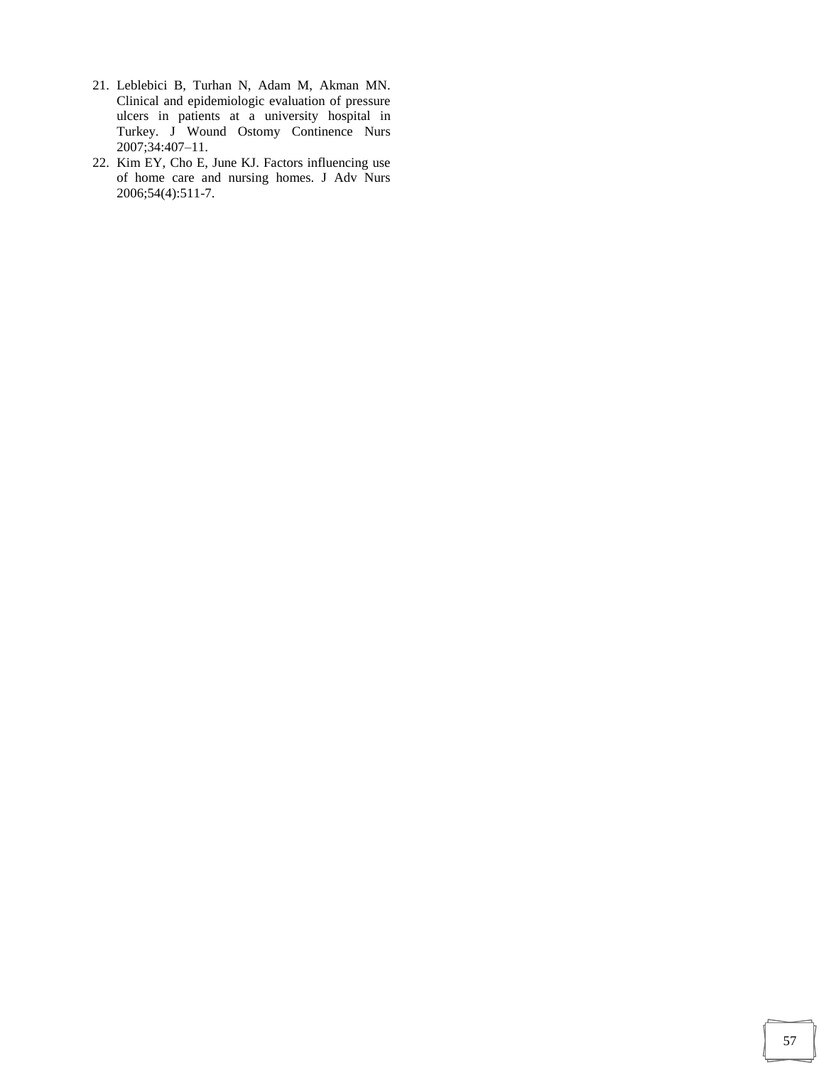21. Leblebici B, Turhan N, Adam M, Akman MN. Clinical and epidemiologic evaluation of pressure ulcers in patients at a university hospital in Turkey. J Wound Ostomy Continence Nurs 2007;34:407–11.
22. Kim EY, Cho E, June KJ. Factors influencing use of home care and nursing homes. J Adv Nurs 2006;54(4):511-7.